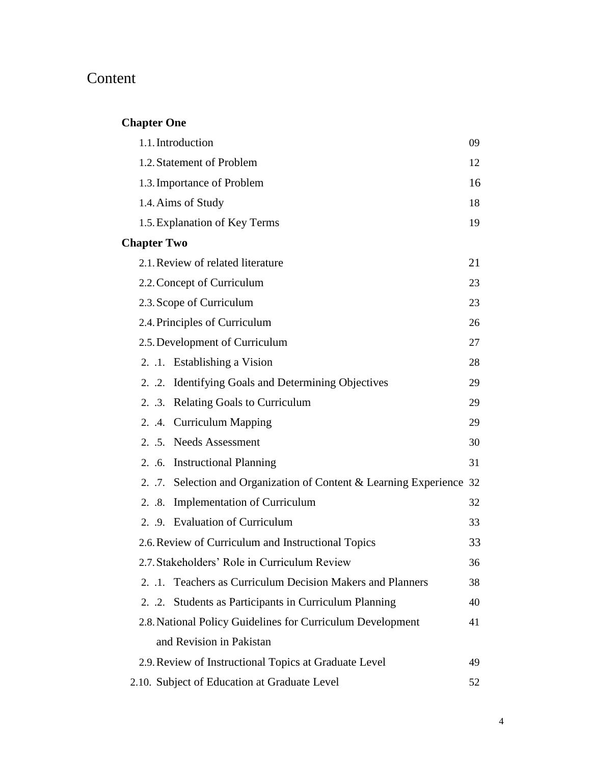# Content

**Chapter One**

| | |
|---|---|
| 1.1. Introduction | 09 |
| 1.2. Statement of Problem | 12 |
| 1.3. Importance of Problem | 16 |
| 1.4. Aims of Study | 18 |
| 1.5. Explanation of Key Terms | 19 |

**Chapter Two**

| | |
|---|---|
| 2.1. Review of related literature | 21 |
| 2.2. Concept of Curriculum | 23 |
| 2.3. Scope of Curriculum | 23 |
| 2.4. Principles of Curriculum | 26 |
| 2.5. Development of Curriculum | 27 |
| 2. .1. Establishing a Vision | 28 |
| 2. .2. Identifying Goals and Determining Objectives | 29 |
| 2. .3. Relating Goals to Curriculum | 29 |
| 2. .4. Curriculum Mapping | 29 |
| 2. .5. Needs Assessment | 30 |
| 2. .6. Instructional Planning | 31 |
| 2. .7. Selection and Organization of Content & Learning Experience | 32 |
| 2. .8. Implementation of Curriculum | 32 |
| 2. .9. Evaluation of Curriculum | 33 |
| 2.6. Review of Curriculum and Instructional Topics | 33 |
| 2.7. Stakeholders' Role in Curriculum Review | 36 |
| 2. .1. Teachers as Curriculum Decision Makers and Planners | 38 |
| 2. .2. Students as Participants in Curriculum Planning | 40 |
| 2.8. National Policy Guidelines for Curriculum Development and Revision in Pakistan | 41 |
| 2.9. Review of Instructional Topics at Graduate Level | 49 |
| 2.10. Subject of Education at Graduate Level | 52 |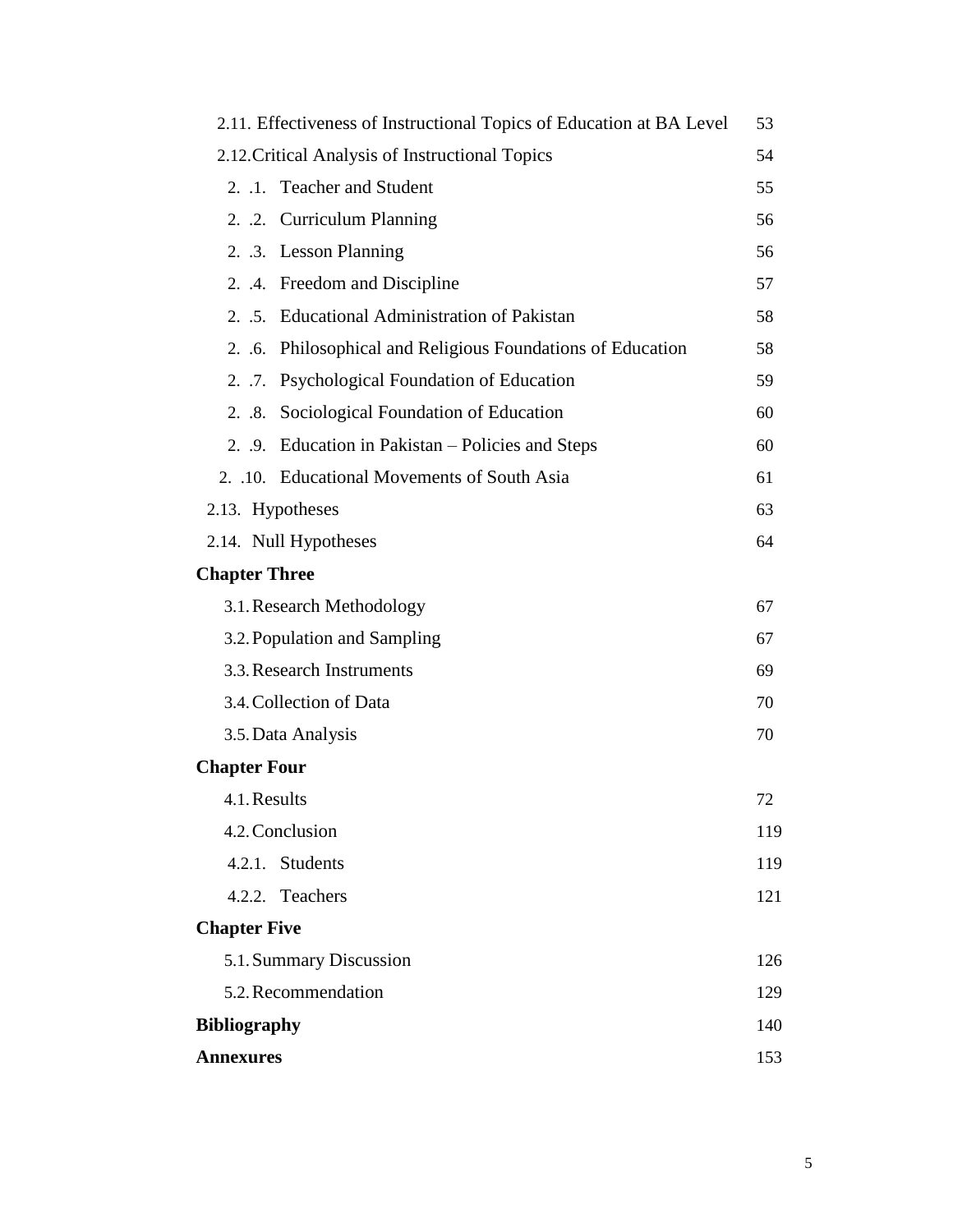| | |
|---|---|
| 2.11. Effectiveness of Instructional Topics of Education at BA Level | 53 |
| 2.12. Critical Analysis of Instructional Topics | 54 |
| 2. .1. Teacher and Student | 55 |
| 2. .2. Curriculum Planning | 56 |
| 2. .3. Lesson Planning | 56 |
| 2. .4. Freedom and Discipline | 57 |
| 2. .5. Educational Administration of Pakistan | 58 |
| 2. .6. Philosophical and Religious Foundations of Education | 58 |
| 2. .7. Psychological Foundation of Education | 59 |
| 2. .8. Sociological Foundation of Education | 60 |
| 2. .9. Education in Pakistan – Policies and Steps | 60 |
| 2. .10. Educational Movements of South Asia | 61 |
| 2.13. Hypotheses | 63 |
| 2.14. Null Hypotheses | 64 |
| **Chapter Three** | |
| 3.1. Research Methodology | 67 |
| 3.2. Population and Sampling | 67 |
| 3.3. Research Instruments | 69 |
| 3.4. Collection of Data | 70 |
| 3.5. Data Analysis | 70 |
| **Chapter Four** | |
| 4.1. Results | 72 |
| 4.2. Conclusion | 119 |
| 4.2.1. Students | 119 |
| 4.2.2. Teachers | 121 |
| **Chapter Five** | |
| 5.1. Summary Discussion | 126 |
| 5.2. Recommendation | 129 |
| **Bibliography** | 140 |
| **Annexures** | 153 |